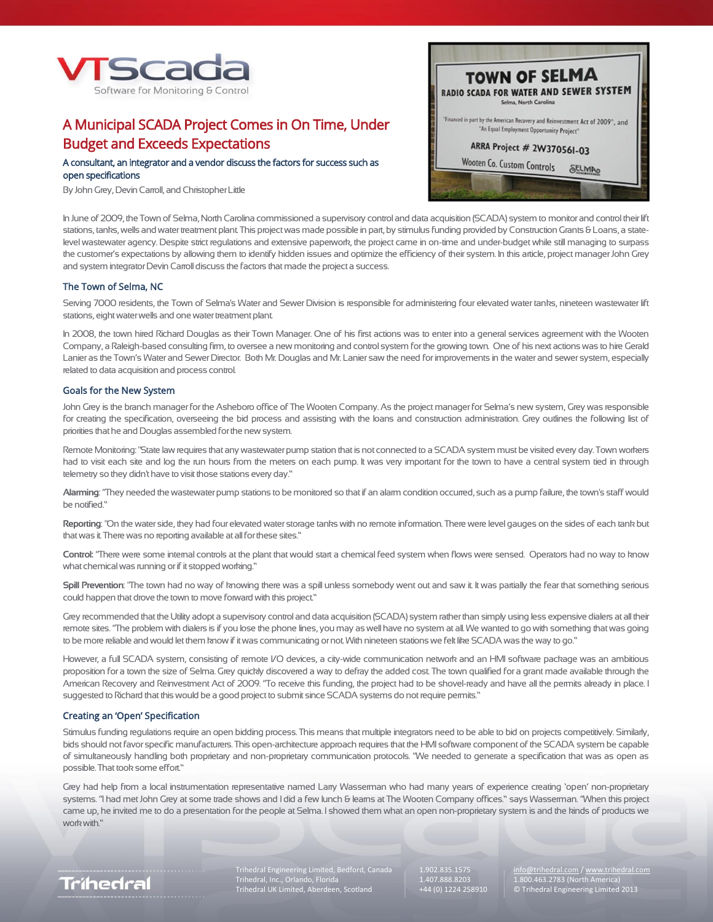# A Municipal SCADA Project Comes in On Time, Under Budget and Exceeds Expectations

**A consultant, an integrator and a vendor discuss the factors for success such as open specifications**

By John Grey, Devin Carroll, and Christopher Little

In June of 2009, the Town of Selma, North Carolina commissioned a supervisory control and data acquisition (SCADA) system to monitor and control their lift stations, tanks, wells and water treatment plant. This project was made possible in part, by stimulus funding provided by Construction Grants & Loans, a state-level wastewater agency. Despite strict regulations and extensive paperwork, the project came in on-time and under-budget while still managing to surpass the customer's expectations by allowing them to identify hidden issues and optimize the efficiency of their system. In this article, project manager John Grey and system integrator Devin Carroll discuss the factors that made the project a success.

## The Town of Selma, NC

Serving 7000 residents, the Town of Selma's Water and Sewer Division is responsible for administering four elevated water tanks, nineteen wastewater lift stations, eight water wells and one water treatment plant.

In 2008, the town hired Richard Douglas as their Town Manager. One of his first actions was to enter into a general services agreement with the Wooten Company, a Raleigh-based consulting firm, to oversee a new monitoring and control system for the growing town. One of his next actions was to hire Gerald Lanier as the Town's Water and Sewer Director. Both Mr. Douglas and Mr. Lanier saw the need for improvements in the water and sewer system, especially related to data acquisition and process control.

## Goals for the New System

John Grey is the branch manager for the Asheboro office of The Wooten Company. As the project manager for Selma's new system, Grey was responsible for creating the specification, overseeing the bid process and assisting with the loans and construction administration. Grey outlines the following list of priorities that he and Douglas assembled for the new system.

Remote Monitoring: "State law requires that any wastewater pump station that is not connected to a SCADA system must be visited every day. Town workers had to visit each site and log the run hours from the meters on each pump. It was very important for the town to have a central system tied in through telemetry so they didn't have to visit those stations every day."

**Alarming**: "They needed the wastewater pump stations to be monitored so that if an alarm condition occurred, such as a pump failure, the town's staff would be notified."

**Reporting**: "On the water side, they had four elevated water storage tanks with no remote information. There were level gauges on the sides of each tank but that was it. There was no reporting available at all for these sites."

**Control:** "There were some internal controls at the plant that would start a chemical feed system when flows were sensed. Operators had no way to know what chemical was running or if it stopped working."

**Spill Prevention**: "The town had no way of knowing there was a spill unless somebody went out and saw it. It was partially the fear that something serious could happen that drove the town to move forward with this project."

Grey recommended that the Utility adopt a supervisory control and data acquisition (SCADA) system rather than simply using less expensive dialers at all their remote sites. "The problem with dialers is if you lose the phone lines, you may as well have no system at all. We wanted to go with something that was going to be more reliable and would let them know if it was communicating or not. With nineteen stations we felt like SCADA was the way to go."

However, a full SCADA system, consisting of remote I/O devices, a city-wide communication network and an HMI software package was an ambitious proposition for a town the size of Selma. Grey quickly discovered a way to defray the added cost. The town qualified for a grant made available through the American Recovery and Reinvestment Act of 2009. "To receive this funding, the project had to be shovel-ready and have all the permits already in place. I suggested to Richard that this would be a good project to submit since SCADA systems do not require permits."

## Creating an 'Open' Specification

Stimulus funding regulations require an open bidding process. This means that multiple integrators need to be able to bid on projects competitively. Similarly, bids should not favor specific manufacturers. This open-architecture approach requires that the HMI software component of the SCADA system be capable of simultaneously handling both proprietary and non-proprietary communication protocols. "We needed to generate a specification that was as open as possible. That took some effort."

Grey had help from a local instrumentation representative named Larry Wasserman who had many years of experience creating 'open' non-proprietary systems. "I had met John Grey at some trade shows and I did a few lunch & learns at The Wooten Company offices." says Wasserman. "When this project came up, he invited me to do a presentation for the people at Selma. I showed them what an open non-proprietary system is and the kinds of products we work with."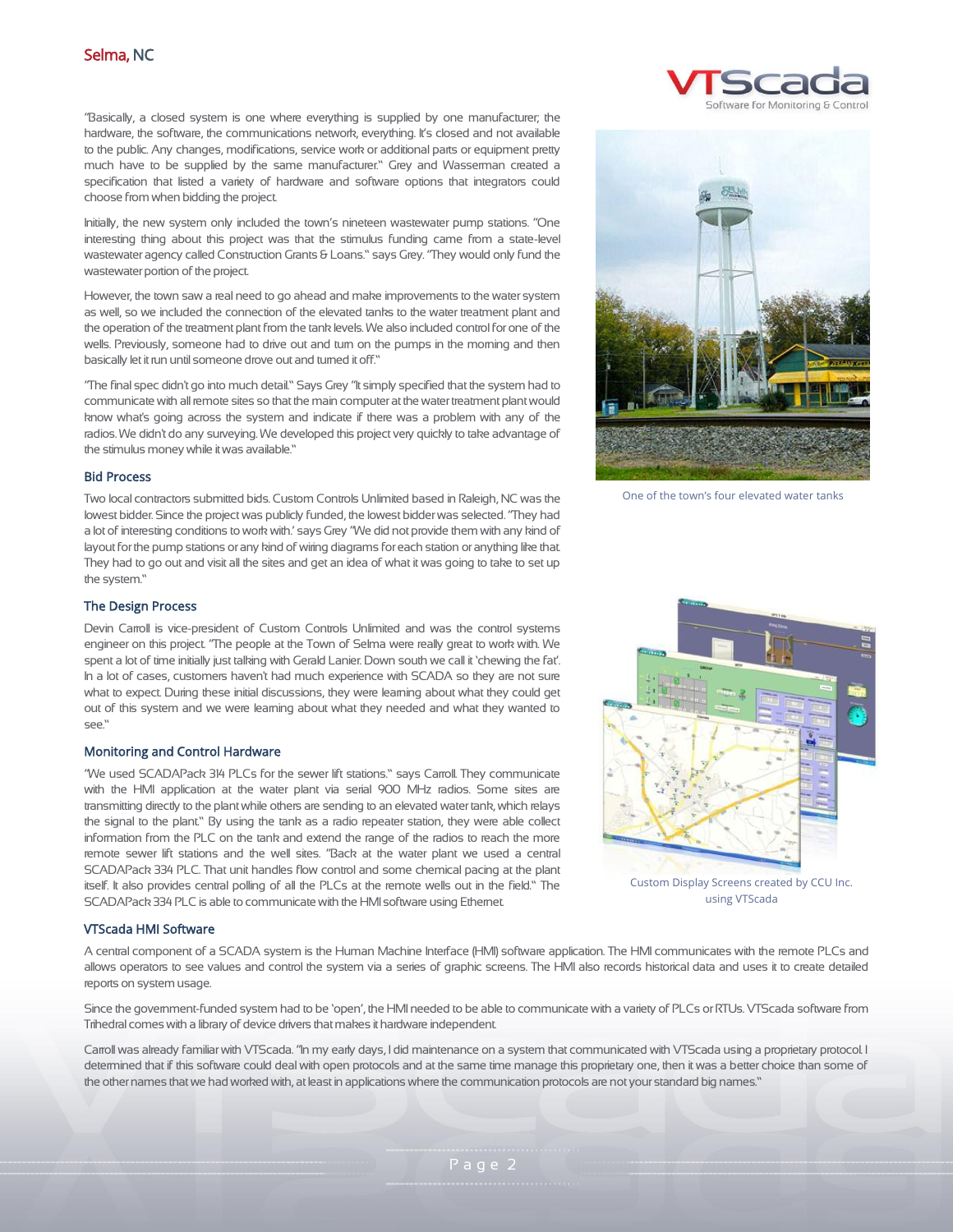"Basically, a closed system is one where everything is supplied by one manufacturer; the hardware, the software, the communications network, everything. It's closed and not available to the public. Any changes, modifications, service work or additional parts or equipment pretty much have to be supplied by the same manufacturer." Grey and Wasserman created a specification that listed a variety of hardware and software options that integrators could choose from when bidding the project.

Initially, the new system only included the town's nineteen wastewater pump stations. "One interesting thing about this project was that the stimulus funding came from a state-level wastewater agency called Construction Grants & Loans." says Grey. "They would only fund the wastewater portion of the project.

However, the town saw a real need to go ahead and make improvements to the water system as well, so we included the connection of the elevated tanks to the water treatment plant and the operation of the treatment plant from the tank levels. We also included control for one of the wells. Previously, someone had to drive out and turn on the pumps in the morning and then basically let it run until someone drove out and turned it off."

"The final spec didn't go into much detail." Says Grey "It simply specified that the system had to communicate with all remote sites so that the main computer at the water treatment plant would know what's going across the system and indicate if there was a problem with any of the radios. We didn't do any surveying. We developed this project very quickly to take advantage of the stimulus money while it was available."

One of the town's four elevated water tanks

### Bid Process

Two local contractors submitted bids. Custom Controls Unlimited based in Raleigh, NC was the lowest bidder. Since the project was publicly funded, the lowest bidder was selected. "They had a lot of interesting conditions to work with.' says Grey "We did not provide them with any kind of layout for the pump stations or any kind of wiring diagrams for each station or anything like that. They had to go out and visit all the sites and get an idea of what it was going to take to set up the system."

### The Design Process

Devin Carroll is vice-president of Custom Controls Unlimited and was the control systems engineer on this project. "The people at the Town of Selma were really great to work with. We spent a lot of time initially just talking with Gerald Lanier. Down south we call it 'chewing the fat'. In a lot of cases, customers haven't had much experience with SCADA so they are not sure what to expect. During these initial discussions, they were learning about what they could get out of this system and we were learning about what they needed and what they wanted to see."

### Monitoring and Control Hardware

"We used SCADAPack 314 PLCs for the sewer lift stations." says Carroll. They communicate with the HMI application at the water plant via serial 900 MHz radios. Some sites are transmitting directly to the plant while others are sending to an elevated water tank, which relays the signal to the plant." By using the tank as a radio repeater station, they were able collect information from the PLC on the tank and extend the range of the radios to reach the more remote sewer lift stations and the well sites. "Back at the water plant we used a central SCADAPack 334 PLC. That unit handles flow control and some chemical pacing at the plant itself. It also provides central polling of all the PLCs at the remote wells out in the field." The SCADAPack 334 PLC is able to communicate with the HMI software using Ethernet.

Custom Display Screens created by CCU Inc. using VTScada

### VTScada HMI Software

A central component of a SCADA system is the Human Machine Interface (HMI) software application. The HMI communicates with the remote PLCs and allows operators to see values and control the system via a series of graphic screens. The HMI also records historical data and uses it to create detailed reports on system usage.

Since the government-funded system had to be 'open', the HMI needed to be able to communicate with a variety of PLCs or RTUs. VTScada software from Trihedral comes with a library of device drivers that makes it hardware independent.

Carroll was already familiar with VTScada. "In my early days, I did maintenance on a system that communicated with VTScada using a proprietary protocol. I determined that if this software could deal with open protocols and at the same time manage this proprietary one, then it was a better choice than some of the other names that we had worked with, at least in applications where the communication protocols are not your standard big names."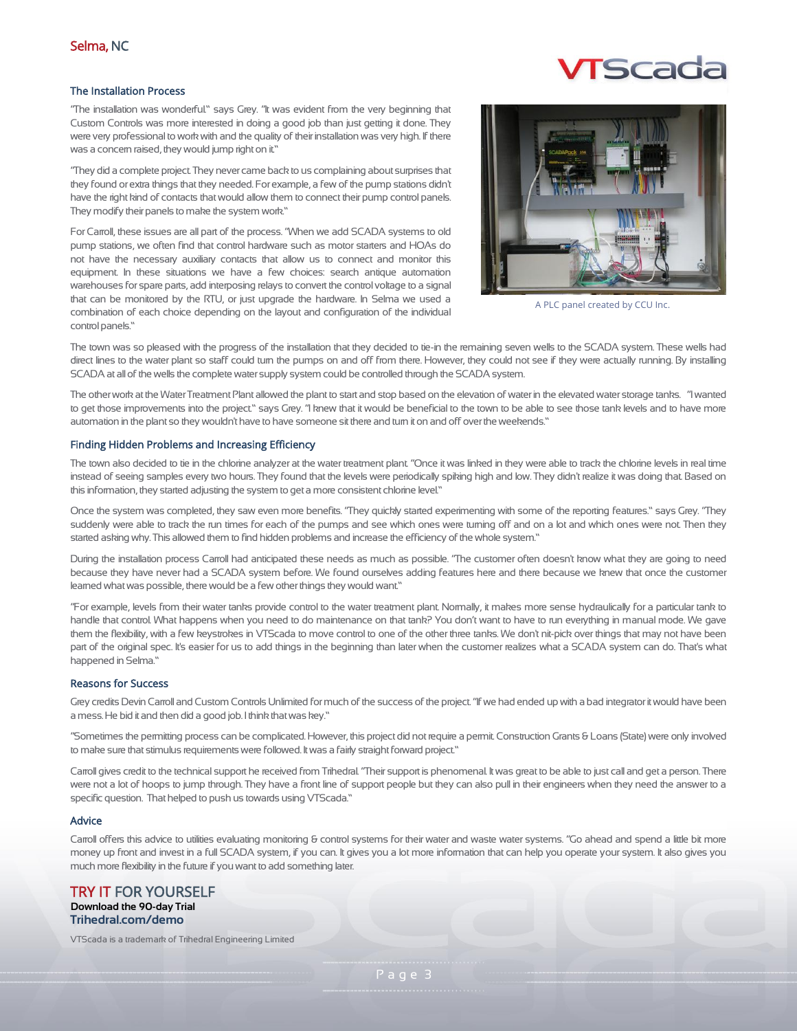## The Installation Process

"The installation was wonderful." says Grey. "It was evident from the very beginning that Custom Controls was more interested in doing a good job than just getting it done. They were very professional to work with and the quality of their installation was very high. If there was a concern raised, they would jump right on it."

"They did a complete project. They never came back to us complaining about surprises that they found or extra things that they needed. For example, a few of the pump stations didn't have the right kind of contacts that would allow them to connect their pump control panels. They modify their panels to make the system work."

For Carroll, these issues are all part of the process. "When we add SCADA systems to old pump stations, we often find that control hardware such as motor starters and HOAs do not have the necessary auxiliary contacts that allow us to connect and monitor this equipment. In these situations we have a few choices: search antique automation warehouses for spare parts, add interposing relays to convert the control voltage to a signal that can be monitored by the RTU, or just upgrade the hardware. In Selma we used a combination of each choice depending on the layout and configuration of the individual control panels."

A PLC panel created by CCU Inc.

The town was so pleased with the progress of the installation that they decided to tie-in the remaining seven wells to the SCADA system. These wells had direct lines to the water plant so staff could turn the pumps on and off from there. However, they could not see if they were actually running. By installing SCADA at all of the wells the complete water supply system could be controlled through the SCADA system.

The other work at the Water Treatment Plant allowed the plant to start and stop based on the elevation of water in the elevated water storage tanks. "I wanted to get those improvements into the project." says Grey. "I knew that it would be beneficial to the town to be able to see those tank levels and to have more automation in the plant so they wouldn't have to have someone sit there and turn it on and off over the weekends."

## Finding Hidden Problems and Increasing Efficiency

The town also decided to tie in the chlorine analyzer at the water treatment plant. "Once it was linked in they were able to track the chlorine levels in real time instead of seeing samples every two hours. They found that the levels were periodically spiking high and low. They didn't realize it was doing that. Based on this information, they started adjusting the system to get a more consistent chlorine level."

Once the system was completed, they saw even more benefits. "They quickly started experimenting with some of the reporting features." says Grey. "They suddenly were able to track the run times for each of the pumps and see which ones were turning off and on a lot and which ones were not. Then they started asking why. This allowed them to find hidden problems and increase the efficiency of the whole system."

During the installation process Carroll had anticipated these needs as much as possible. "The customer often doesn't know what they are going to need because they have never had a SCADA system before. We found ourselves adding features here and there because we knew that once the customer learned what was possible, there would be a few other things they would want."

"For example, levels from their water tanks provide control to the water treatment plant. Normally, it makes more sense hydraulically for a particular tank to handle that control. What happens when you need to do maintenance on that tank? You don't want to have to run everything in manual mode. We gave them the flexibility, with a few keystrokes in VTScada to move control to one of the other three tanks. We don't nit-pick over things that may not have been part of the original spec. It's easier for us to add things in the beginning than later when the customer realizes what a SCADA system can do. That's what happened in Selma."

## Reasons for Success

Grey credits Devin Carroll and Custom Controls Unlimited for much of the success of the project. "If we had ended up with a bad integrator it would have been a mess. He bid it and then did a good job. I think that was key."

"Sometimes the permitting process can be complicated. However, this project did not require a permit. Construction Grants & Loans (State) were only involved to make sure that stimulus requirements were followed. It was a fairly straight forward project."

Carroll gives credit to the technical support he received from Trihedral. "Their support is phenomenal. It was great to be able to just call and get a person. There were not a lot of hoops to jump through. They have a front line of support people but they can also pull in their engineers when they need the answer to a specific question. That helped to push us towards using VTScada."

## Advice

Carroll offers this advice to utilities evaluating monitoring & control systems for their water and waste water systems. "Go ahead and spend a little bit more money up front and invest in a full SCADA system, if you can. It gives you a lot more information that can help you operate your system. It also gives you much more flexibility in the future if you want to add something later.

## TRY IT FOR YOURSELF

**Download the 90-day Trial**

**Trihedral.com/demo**

VTScada is a trademark of Trihedral Engineering Limited